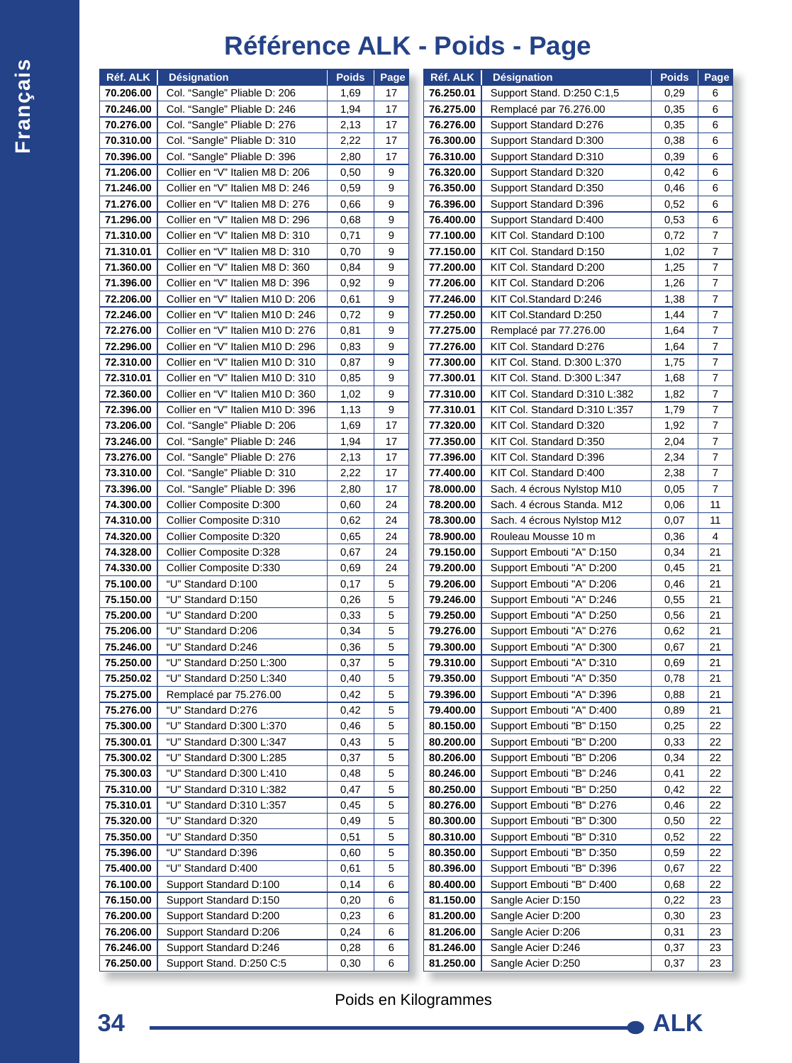# Référence ALK - Poids - Page

| Réf. ALK | Désignation | Poids | Page |
|---|---|---|---|
| 70.206.00 | Col. “Sangle” Pliable D: 206 | 1,69 | 17 |
| 70.246.00 | Col. “Sangle” Pliable D: 246 | 1,94 | 17 |
| 70.276.00 | Col. “Sangle” Pliable D: 276 | 2,13 | 17 |
| 70.310.00 | Col. “Sangle” Pliable D: 310 | 2,22 | 17 |
| 70.396.00 | Col. “Sangle” Pliable D: 396 | 2,80 | 17 |
| 71.206.00 | Collier en “V” Italien M8 D: 206 | 0,50 | 9 |
| 71.246.00 | Collier en “V” Italien M8 D: 246 | 0,59 | 9 |
| 71.276.00 | Collier en “V” Italien M8 D: 276 | 0,66 | 9 |
| 71.296.00 | Collier en “V” Italien M8 D: 296 | 0,68 | 9 |
| 71.310.00 | Collier en “V” Italien M8 D: 310 | 0,71 | 9 |
| 71.310.01 | Collier en “V” Italien M8 D: 310 | 0,70 | 9 |
| 71.360.00 | Collier en “V” Italien M8 D: 360 | 0,84 | 9 |
| 71.396.00 | Collier en “V” Italien M8 D: 396 | 0,92 | 9 |
| 72.206.00 | Collier en “V” Italien M10 D: 206 | 0,61 | 9 |
| 72.246.00 | Collier en “V” Italien M10 D: 246 | 0,72 | 9 |
| 72.276.00 | Collier en “V” Italien M10 D: 276 | 0,81 | 9 |
| 72.296.00 | Collier en “V” Italien M10 D: 296 | 0,83 | 9 |
| 72.310.00 | Collier en “V” Italien M10 D: 310 | 0,87 | 9 |
| 72.310.01 | Collier en “V” Italien M10 D: 310 | 0,85 | 9 |
| 72.360.00 | Collier en “V” Italien M10 D: 360 | 1,02 | 9 |
| 72.396.00 | Collier en “V” Italien M10 D: 396 | 1,13 | 9 |
| 73.206.00 | Col. “Sangle” Pliable D: 206 | 1,69 | 17 |
| 73.246.00 | Col. “Sangle” Pliable D: 246 | 1,94 | 17 |
| 73.276.00 | Col. “Sangle” Pliable D: 276 | 2,13 | 17 |
| 73.310.00 | Col. “Sangle” Pliable D: 310 | 2,22 | 17 |
| 73.396.00 | Col. “Sangle” Pliable D: 396 | 2,80 | 17 |
| 74.300.00 | Collier Composite D:300 | 0,60 | 24 |
| 74.310.00 | Collier Composite D:310 | 0,62 | 24 |
| 74.320.00 | Collier Composite D:320 | 0,65 | 24 |
| 74.328.00 | Collier Composite D:328 | 0,67 | 24 |
| 74.330.00 | Collier Composite D:330 | 0,69 | 24 |
| 75.100.00 | “U” Standard D:100 | 0,17 | 5 |
| 75.150.00 | “U” Standard D:150 | 0,26 | 5 |
| 75.200.00 | “U” Standard D:200 | 0,33 | 5 |
| 75.206.00 | “U” Standard D:206 | 0,34 | 5 |
| 75.246.00 | “U” Standard D:246 | 0,36 | 5 |
| 75.250.00 | “U” Standard D:250 L:300 | 0,37 | 5 |
| 75.250.02 | “U” Standard D:250 L:340 | 0,40 | 5 |
| 75.275.00 | Remplacé par 75.276.00 | 0,42 | 5 |
| 75.276.00 | “U” Standard D:276 | 0,42 | 5 |
| 75.300.00 | “U” Standard D:300 L:370 | 0,46 | 5 |
| 75.300.01 | “U” Standard D:300 L:347 | 0,43 | 5 |
| 75.300.02 | “U” Standard D:300 L:285 | 0,37 | 5 |
| 75.300.03 | “U” Standard D:300 L:410 | 0,48 | 5 |
| 75.310.00 | “U” Standard D:310 L:382 | 0,47 | 5 |
| 75.310.01 | “U” Standard D:310 L:357 | 0,45 | 5 |
| 75.320.00 | “U” Standard D:320 | 0,49 | 5 |
| 75.350.00 | “U” Standard D:350 | 0,51 | 5 |
| 75.396.00 | “U” Standard D:396 | 0,60 | 5 |
| 75.400.00 | “U” Standard D:400 | 0,61 | 5 |
| 76.100.00 | Support Standard D:100 | 0,14 | 6 |
| 76.150.00 | Support Standard D:150 | 0,20 | 6 |
| 76.200.00 | Support Standard D:200 | 0,23 | 6 |
| 76.206.00 | Support Standard D:206 | 0,24 | 6 |
| 76.246.00 | Support Standard D:246 | 0,28 | 6 |
| 76.250.00 | Support Stand. D:250 C:5 | 0,30 | 6 |
| 76.250.01 | Support Stand. D:250 C:1,5 | 0,29 | 6 |
| 76.275.00 | Remplacé par 76.276.00 | 0,35 | 6 |
| 76.276.00 | Support Standard D:276 | 0,35 | 6 |
| 76.300.00 | Support Standard D:300 | 0,38 | 6 |
| 76.310.00 | Support Standard D:310 | 0,39 | 6 |
| 76.320.00 | Support Standard D:320 | 0,42 | 6 |
| 76.350.00 | Support Standard D:350 | 0,46 | 6 |
| 76.396.00 | Support Standard D:396 | 0,52 | 6 |
| 76.400.00 | Support Standard D:400 | 0,53 | 6 |
| 77.100.00 | KIT Col. Standard D:100 | 0,72 | 7 |
| 77.150.00 | KIT Col. Standard D:150 | 1,02 | 7 |
| 77.200.00 | KIT Col. Standard D:200 | 1,25 | 7 |
| 77.206.00 | KIT Col. Standard D:206 | 1,26 | 7 |
| 77.246.00 | KIT Col.Standard D:246 | 1,38 | 7 |
| 77.250.00 | KIT Col.Standard D:250 | 1,44 | 7 |
| 77.275.00 | Remplacé par 77.276.00 | 1,64 | 7 |
| 77.276.00 | KIT Col. Standard D:276 | 1,64 | 7 |
| 77.300.00 | KIT Col. Stand. D:300 L:370 | 1,75 | 7 |
| 77.300.01 | KIT Col. Stand. D:300 L:347 | 1,68 | 7 |
| 77.310.00 | KIT Col. Standard D:310 L:382 | 1,82 | 7 |
| 77.310.01 | KIT Col. Standard D:310 L:357 | 1,79 | 7 |
| 77.320.00 | KIT Col. Standard D:320 | 1,92 | 7 |
| 77.350.00 | KIT Col. Standard D:350 | 2,04 | 7 |
| 77.396.00 | KIT Col. Standard D:396 | 2,34 | 7 |
| 77.400.00 | KIT Col. Standard D:400 | 2,38 | 7 |
| 78.000.00 | Sach. 4 écrous Nylstop M10 | 0,05 | 7 |
| 78.200.00 | Sach. 4 écrous Standa. M12 | 0,06 | 11 |
| 78.300.00 | Sach. 4 écrous Nylstop M12 | 0,07 | 11 |
| 78.900.00 | Rouleau Mousse 10 m | 0,36 | 4 |
| 79.150.00 | Support Embouti "A" D:150 | 0,34 | 21 |
| 79.200.00 | Support Embouti "A" D:200 | 0,45 | 21 |
| 79.206.00 | Support Embouti "A" D:206 | 0,46 | 21 |
| 79.246.00 | Support Embouti "A" D:246 | 0,55 | 21 |
| 79.250.00 | Support Embouti "A" D:250 | 0,56 | 21 |
| 79.276.00 | Support Embouti "A" D:276 | 0,62 | 21 |
| 79.300.00 | Support Embouti "A" D:300 | 0,67 | 21 |
| 79.310.00 | Support Embouti "A" D:310 | 0,69 | 21 |
| 79.350.00 | Support Embouti "A" D:350 | 0,78 | 21 |
| 79.396.00 | Support Embouti "A" D:396 | 0,88 | 21 |
| 79.400.00 | Support Embouti "A" D:400 | 0,89 | 21 |
| 80.150.00 | Support Embouti "B" D:150 | 0,25 | 22 |
| 80.200.00 | Support Embouti "B" D:200 | 0,33 | 22 |
| 80.206.00 | Support Embouti "B" D:206 | 0,34 | 22 |
| 80.246.00 | Support Embouti "B" D:246 | 0,41 | 22 |
| 80.250.00 | Support Embouti "B" D:250 | 0,42 | 22 |
| 80.276.00 | Support Embouti "B" D:276 | 0,46 | 22 |
| 80.300.00 | Support Embouti "B" D:300 | 0,50 | 22 |
| 80.310.00 | Support Embouti "B" D:310 | 0,52 | 22 |
| 80.350.00 | Support Embouti "B" D:350 | 0,59 | 22 |
| 80.396.00 | Support Embouti "B" D:396 | 0,67 | 22 |
| 80.400.00 | Support Embouti "B" D:400 | 0,68 | 22 |
| 81.150.00 | Sangle Acier D:150 | 0,22 | 23 |
| 81.200.00 | Sangle Acier D:200 | 0,30 | 23 |
| 81.206.00 | Sangle Acier D:206 | 0,31 | 23 |
| 81.246.00 | Sangle Acier D:246 | 0,37 | 23 |
| 81.250.00 | Sangle Acier D:250 | 0,37 | 23 |

Poids en Kilogrammes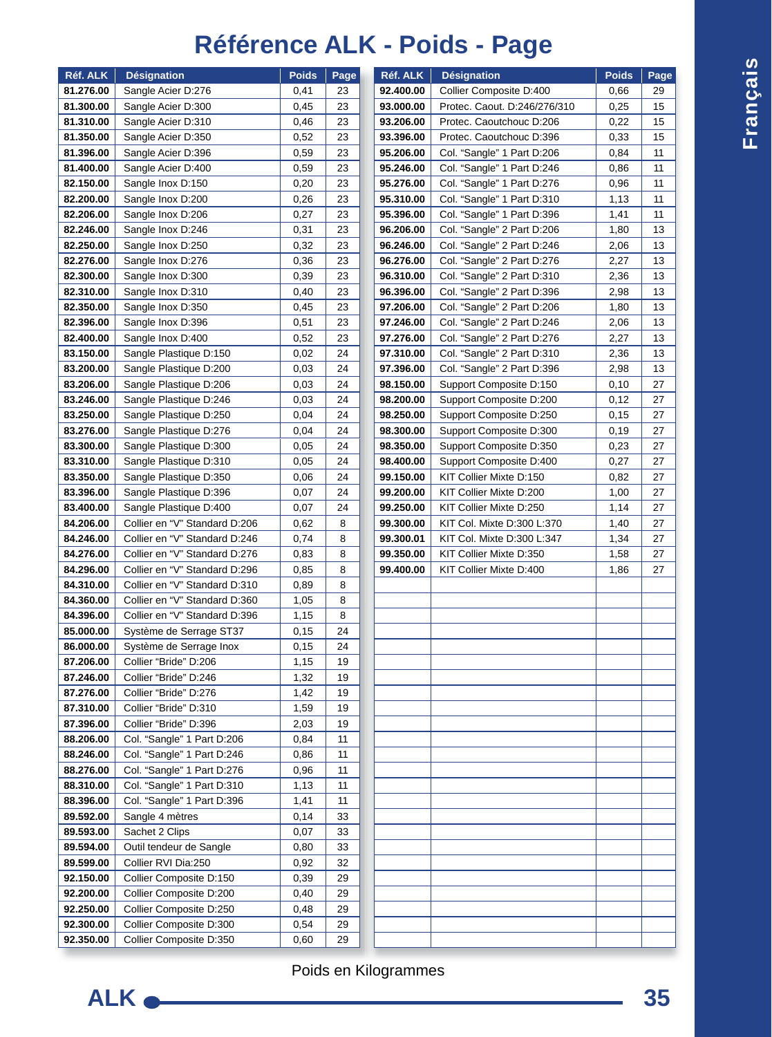# Référence ALK - Poids - Page

| Réf. ALK | Désignation | Poids | Page |
|---|---|---|---|
| **81.276.00** | Sangle Acier D:276 | 0,41 | 23 |
| **81.300.00** | Sangle Acier D:300 | 0,45 | 23 |
| **81.310.00** | Sangle Acier D:310 | 0,46 | 23 |
| **81.350.00** | Sangle Acier D:350 | 0,52 | 23 |
| **81.396.00** | Sangle Acier D:396 | 0,59 | 23 |
| **81.400.00** | Sangle Acier D:400 | 0,59 | 23 |
| **82.150.00** | Sangle Inox D:150 | 0,20 | 23 |
| **82.200.00** | Sangle Inox D:200 | 0,26 | 23 |
| **82.206.00** | Sangle Inox D:206 | 0,27 | 23 |
| **82.246.00** | Sangle Inox D:246 | 0,31 | 23 |
| **82.250.00** | Sangle Inox D:250 | 0,32 | 23 |
| **82.276.00** | Sangle Inox D:276 | 0,36 | 23 |
| **82.300.00** | Sangle Inox D:300 | 0,39 | 23 |
| **82.310.00** | Sangle Inox D:310 | 0,40 | 23 |
| **82.350.00** | Sangle Inox D:350 | 0,45 | 23 |
| **82.396.00** | Sangle Inox D:396 | 0,51 | 23 |
| **82.400.00** | Sangle Inox D:400 | 0,52 | 23 |
| **83.150.00** | Sangle Plastique D:150 | 0,02 | 24 |
| **83.200.00** | Sangle Plastique D:200 | 0,03 | 24 |
| **83.206.00** | Sangle Plastique D:206 | 0,03 | 24 |
| **83.246.00** | Sangle Plastique D:246 | 0,03 | 24 |
| **83.250.00** | Sangle Plastique D:250 | 0,04 | 24 |
| **83.276.00** | Sangle Plastique D:276 | 0,04 | 24 |
| **83.300.00** | Sangle Plastique D:300 | 0,05 | 24 |
| **83.310.00** | Sangle Plastique D:310 | 0,05 | 24 |
| **83.350.00** | Sangle Plastique D:350 | 0,06 | 24 |
| **83.396.00** | Sangle Plastique D:396 | 0,07 | 24 |
| **83.400.00** | Sangle Plastique D:400 | 0,07 | 24 |
| **84.206.00** | Collier en "V" Standard D:206 | 0,62 | 8 |
| **84.246.00** | Collier en "V" Standard D:246 | 0,74 | 8 |
| **84.276.00** | Collier en "V" Standard D:276 | 0,83 | 8 |
| **84.296.00** | Collier en "V" Standard D:296 | 0,85 | 8 |
| **84.310.00** | Collier en "V" Standard D:310 | 0,89 | 8 |
| **84.360.00** | Collier en "V" Standard D:360 | 1,05 | 8 |
| **84.396.00** | Collier en "V" Standard D:396 | 1,15 | 8 |
| **85.000.00** | Système de Serrage ST37 | 0,15 | 24 |
| **86.000.00** | Système de Serrage Inox | 0,15 | 24 |
| **87.206.00** | Collier "Bride" D:206 | 1,15 | 19 |
| **87.246.00** | Collier "Bride" D:246 | 1,32 | 19 |
| **87.276.00** | Collier "Bride" D:276 | 1,42 | 19 |
| **87.310.00** | Collier "Bride" D:310 | 1,59 | 19 |
| **87.396.00** | Collier "Bride" D:396 | 2,03 | 19 |
| **88.206.00** | Col. "Sangle" 1 Part D:206 | 0,84 | 11 |
| **88.246.00** | Col. "Sangle" 1 Part D:246 | 0,86 | 11 |
| **88.276.00** | Col. "Sangle" 1 Part D:276 | 0,96 | 11 |
| **88.310.00** | Col. "Sangle" 1 Part D:310 | 1,13 | 11 |
| **88.396.00** | Col. "Sangle" 1 Part D:396 | 1,41 | 11 |
| **89.592.00** | Sangle 4 mètres | 0,14 | 33 |
| **89.593.00** | Sachet 2 Clips | 0,07 | 33 |
| **89.594.00** | Outil tendeur de Sangle | 0,80 | 33 |
| **89.599.00** | Collier RVI Dia:250 | 0,92 | 32 |
| **92.150.00** | Collier Composite D:150 | 0,39 | 29 |
| **92.200.00** | Collier Composite D:200 | 0,40 | 29 |
| **92.250.00** | Collier Composite D:250 | 0,48 | 29 |
| **92.300.00** | Collier Composite D:300 | 0,54 | 29 |
| **92.350.00** | Collier Composite D:350 | 0,60 | 29 |
| **92.400.00** | Collier Composite D:400 | 0,66 | 29 |
| **93.000.00** | Protec. Caout. D:246/276/310 | 0,25 | 15 |
| **93.206.00** | Protec. Caoutchouc D:206 | 0,22 | 15 |
| **93.396.00** | Protec. Caoutchouc D:396 | 0,33 | 15 |
| **95.206.00** | Col. "Sangle" 1 Part D:206 | 0,84 | 11 |
| **95.246.00** | Col. "Sangle" 1 Part D:246 | 0,86 | 11 |
| **95.276.00** | Col. "Sangle" 1 Part D:276 | 0,96 | 11 |
| **95.310.00** | Col. "Sangle" 1 Part D:310 | 1,13 | 11 |
| **95.396.00** | Col. "Sangle" 1 Part D:396 | 1,41 | 11 |
| **96.206.00** | Col. "Sangle" 2 Part D:206 | 1,80 | 13 |
| **96.246.00** | Col. "Sangle" 2 Part D:246 | 2,06 | 13 |
| **96.276.00** | Col. "Sangle" 2 Part D:276 | 2,27 | 13 |
| **96.310.00** | Col. "Sangle" 2 Part D:310 | 2,36 | 13 |
| **96.396.00** | Col. "Sangle" 2 Part D:396 | 2,98 | 13 |
| **97.206.00** | Col. "Sangle" 2 Part D:206 | 1,80 | 13 |
| **97.246.00** | Col. "Sangle" 2 Part D:246 | 2,06 | 13 |
| **97.276.00** | Col. "Sangle" 2 Part D:276 | 2,27 | 13 |
| **97.310.00** | Col. "Sangle" 2 Part D:310 | 2,36 | 13 |
| **97.396.00** | Col. "Sangle" 2 Part D:396 | 2,98 | 13 |
| **98.150.00** | Support Composite D:150 | 0,10 | 27 |
| **98.200.00** | Support Composite D:200 | 0,12 | 27 |
| **98.250.00** | Support Composite D:250 | 0,15 | 27 |
| **98.300.00** | Support Composite D:300 | 0,19 | 27 |
| **98.350.00** | Support Composite D:350 | 0,23 | 27 |
| **98.400.00** | Support Composite D:400 | 0,27 | 27 |
| **99.150.00** | KIT Collier Mixte D:150 | 0,82 | 27 |
| **99.200.00** | KIT Collier Mixte D:200 | 1,00 | 27 |
| **99.250.00** | KIT Collier Mixte D:250 | 1,14 | 27 |
| **99.300.00** | KIT Col. Mixte D:300 L:370 | 1,40 | 27 |
| **99.300.01** | KIT Col. Mixte D:300 L:347 | 1,34 | 27 |
| **99.350.00** | KIT Collier Mixte D:350 | 1,58 | 27 |
| **99.400.00** | KIT Collier Mixte D:400 | 1,86 | 27 |

Poids en Kilogrammes